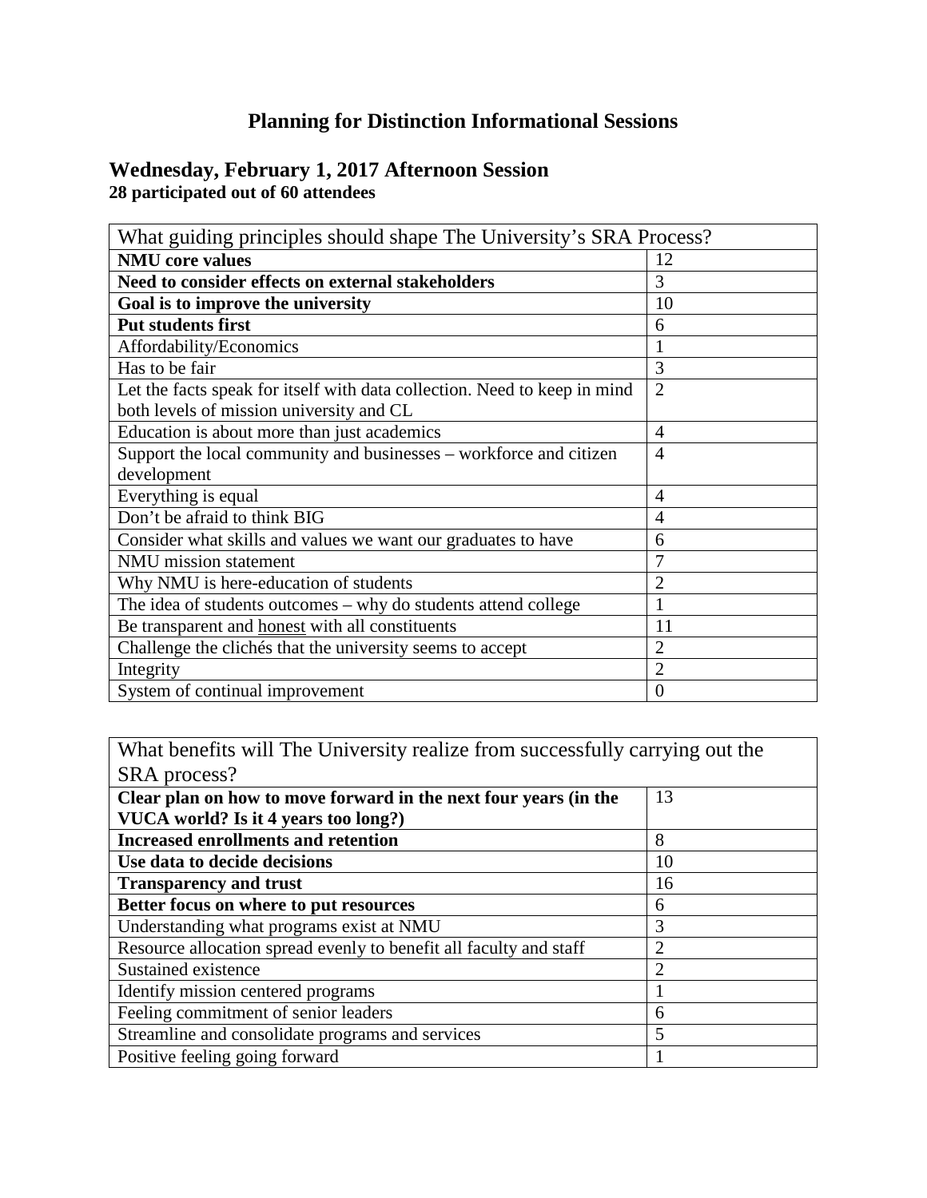# Planning for Distinction Informational Sessions

## Wednesday, February 1, 2017 Afternoon Session

**28 participated out of 60 attendees**

| What guiding principles should shape The University's SRA Process? | |
|---|---|
| **NMU core values** | 12 |
| **Need to consider effects on external stakeholders** | 3 |
| **Goal is to improve the university** | 10 |
| **Put students first** | 6 |
| Affordability/Economics | 1 |
| Has to be fair | 3 |
| Let the facts speak for itself with data collection. Need to keep in mind both levels of mission university and CL | 2 |
| Education is about more than just academics | 4 |
| Support the local community and businesses – workforce and citizen development | 4 |
| Everything is equal | 4 |
| Don't be afraid to think BIG | 4 |
| Consider what skills and values we want our graduates to have | 6 |
| NMU mission statement | 7 |
| Why NMU is here-education of students | 2 |
| The idea of students outcomes – why do students attend college | 1 |
| Be transparent and honest with all constituents | 11 |
| Challenge the clichés that the university seems to accept | 2 |
| Integrity | 2 |
| System of continual improvement | 0 |

| What benefits will The University realize from successfully carrying out the SRA process? | |
|---|---|
| **Clear plan on how to move forward in the next four years (in the VUCA world? Is it 4 years too long?)** | 13 |
| **Increased enrollments and retention** | 8 |
| **Use data to decide decisions** | 10 |
| **Transparency and trust** | 16 |
| **Better focus on where to put resources** | 6 |
| Understanding what programs exist at NMU | 3 |
| Resource allocation spread evenly to benefit all faculty and staff | 2 |
| Sustained existence | 2 |
| Identify mission centered programs | 1 |
| Feeling commitment of senior leaders | 6 |
| Streamline and consolidate programs and services | 5 |
| Positive feeling going forward | 1 |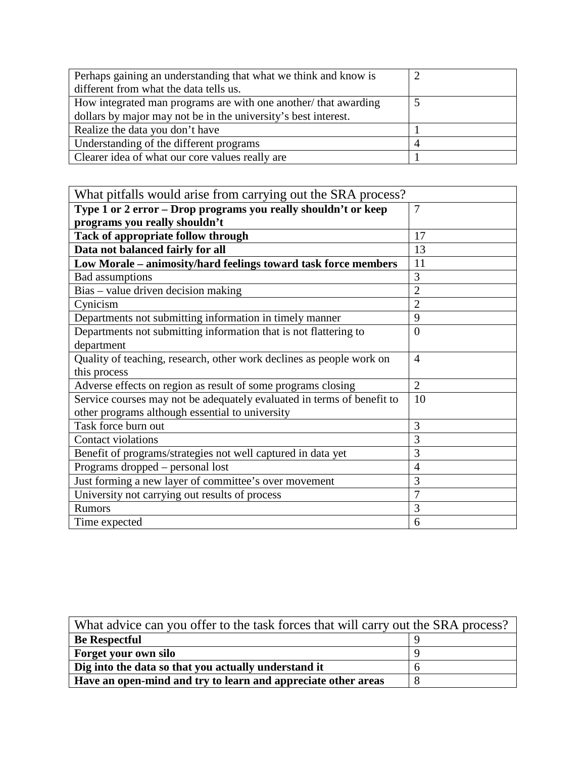| | |
|---|---|
| Perhaps gaining an understanding that what we think and know is different from what the data tells us. | 2 |
| How integrated man programs are with one another/ that awarding dollars by major may not be in the university's best interest. | 5 |
| Realize the data you don't have | 1 |
| Understanding of the different programs | 4 |
| Clearer idea of what our core values really are | 1 |

| What pitfalls would arise from carrying out the SRA process? | |
|---|---|
| **Type 1 or 2 error – Drop programs you really shouldn't or keep programs you really shouldn't** | 7 |
| **Tack of appropriate follow through** | 17 |
| **Data not balanced fairly for all** | 13 |
| **Low Morale – animosity/hard feelings toward task force members** | 11 |
| Bad assumptions | 3 |
| Bias – value driven decision making | 2 |
| Cynicism | 2 |
| Departments not submitting information in timely manner | 9 |
| Departments not submitting information that is not flattering to department | 0 |
| Quality of teaching, research, other work declines as people work on this process | 4 |
| Adverse effects on region as result of some programs closing | 2 |
| Service courses may not be adequately evaluated in terms of benefit to other programs although essential to university | 10 |
| Task force burn out | 3 |
| Contact violations | 3 |
| Benefit of programs/strategies not well captured in data yet | 3 |
| Programs dropped – personal lost | 4 |
| Just forming a new layer of committee's over movement | 3 |
| University not carrying out results of process | 7 |
| Rumors | 3 |
| Time expected | 6 |

| What advice can you offer to the task forces that will carry out the SRA process? | |
|---|---|
| **Be Respectful** | 9 |
| **Forget your own silo** | 9 |
| **Dig into the data so that you actually understand it** | 6 |
| **Have an open-mind and try to learn and appreciate other areas** | 8 |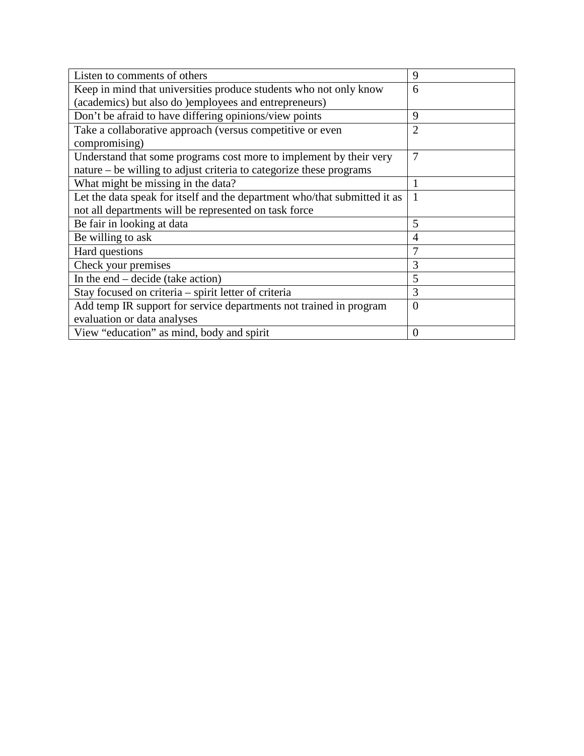| | |
|---|---|
| Listen to comments of others | 9 |
| Keep in mind that universities produce students who not only know (academics) but also do )employees and entrepreneurs) | 6 |
| Don't be afraid to have differing opinions/view points | 9 |
| Take a collaborative approach (versus competitive or even compromising) | 2 |
| Understand that some programs cost more to implement by their very nature – be willing to adjust criteria to categorize these programs | 7 |
| What might be missing in the data? | 1 |
| Let the data speak for itself and the department who/that submitted it as not all departments will be represented on task force | 1 |
| Be fair in looking at data | 5 |
| Be willing to ask | 4 |
| Hard questions | 7 |
| Check your premises | 3 |
| In the end – decide (take action) | 5 |
| Stay focused on criteria – spirit letter of criteria | 3 |
| Add temp IR support for service departments not trained in program evaluation or data analyses | 0 |
| View "education" as mind, body and spirit | 0 |